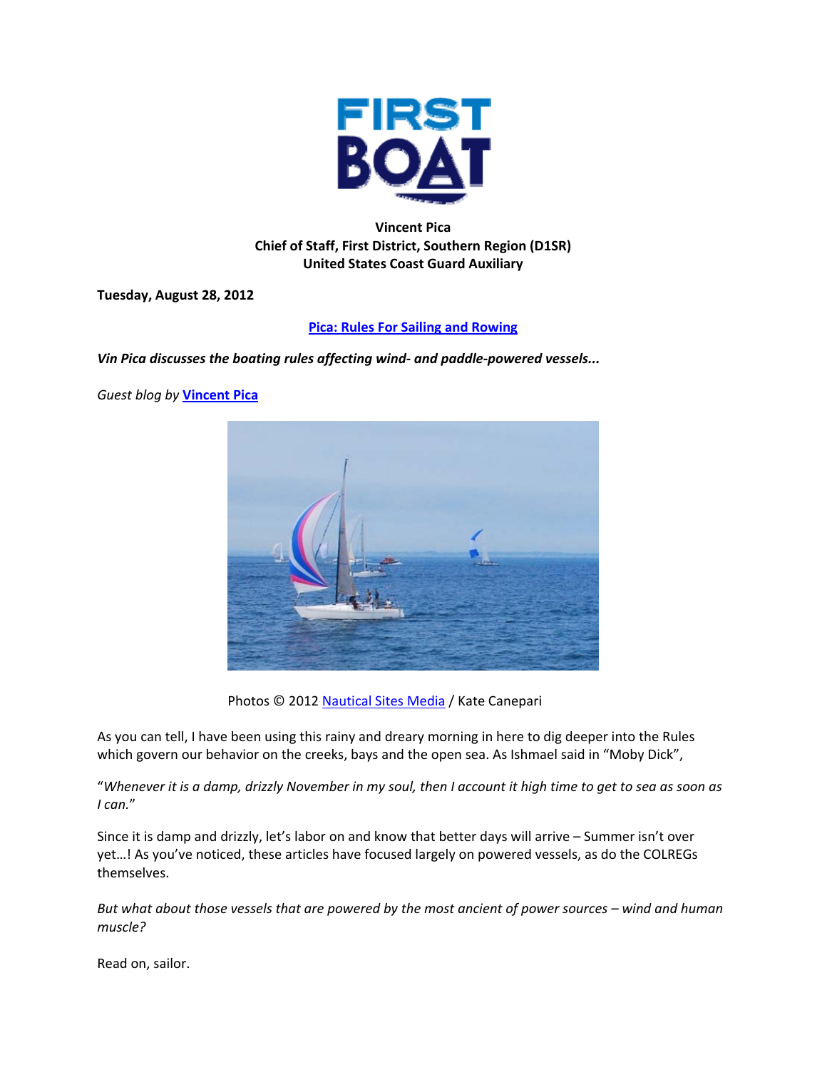# FIRST BOAT

**Vincent Pica**
**Chief of Staff, First District, Southern Region (D1SR)**
**United States Coast Guard Auxiliary**

**Tuesday, August 28, 2012**

**Pica: Rules For Sailing and Rowing**

***Vin Pica discusses the boating rules affecting wind- and paddle-powered vessels...***

*Guest blog by* **Vincent Pica**

Photos © 2012 Nautical Sites Media / Kate Canepari

As you can tell, I have been using this rainy and dreary morning in here to dig deeper into the Rules which govern our behavior on the creeks, bays and the open sea. As Ishmael said in "Moby Dick",

"*Whenever it is a damp, drizzly November in my soul, then I account it high time to get to sea as soon as I can.*"

Since it is damp and drizzly, let's labor on and know that better days will arrive – Summer isn't over yet…! As you've noticed, these articles have focused largely on powered vessels, as do the COLREGs themselves.

*But what about those vessels that are powered by the most ancient of power sources – wind and human muscle?*

Read on, sailor.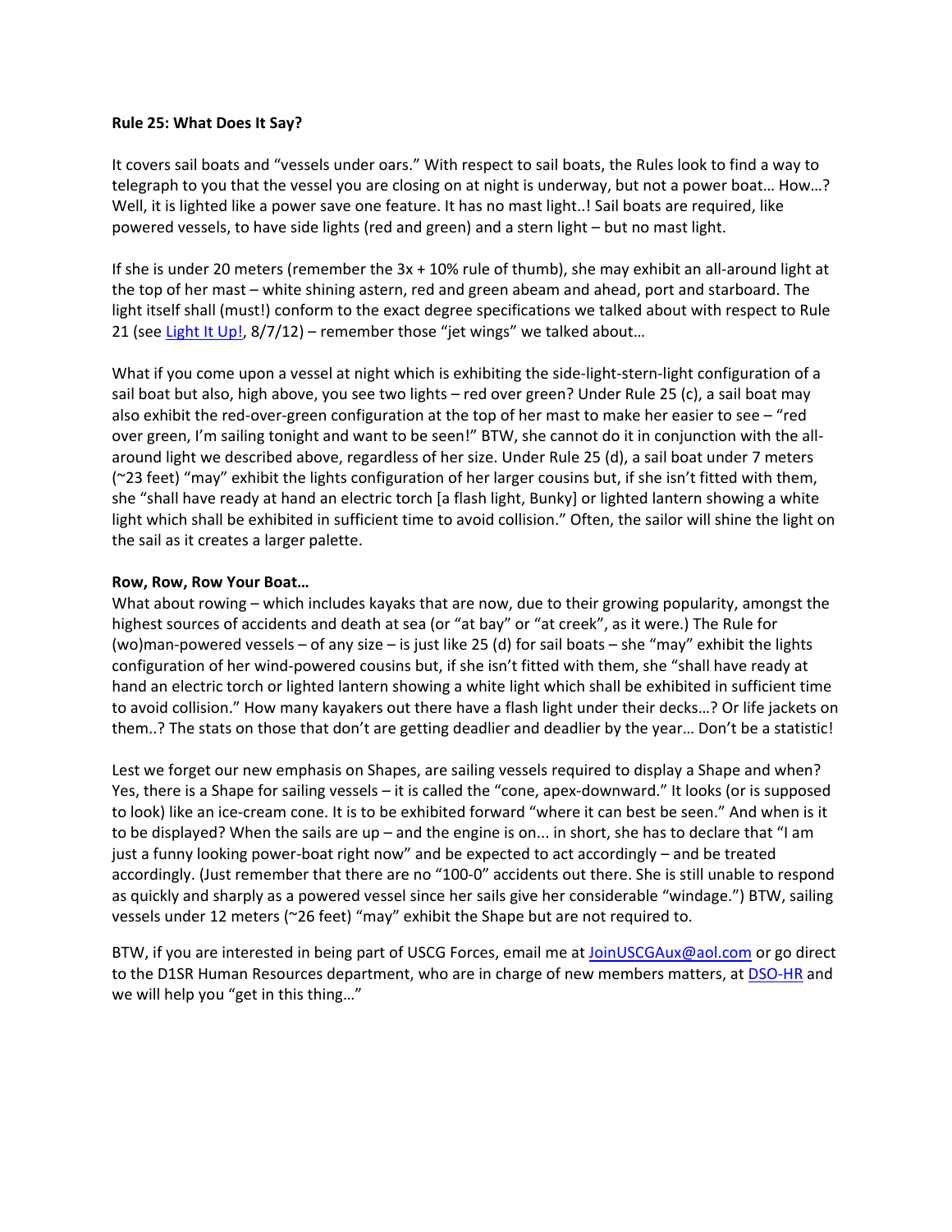**Rule 25: What Does It Say?**

It covers sail boats and "vessels under oars." With respect to sail boats, the Rules look to find a way to telegraph to you that the vessel you are closing on at night is underway, but not a power boat… How…? Well, it is lighted like a power save one feature. It has no mast light..! Sail boats are required, like powered vessels, to have side lights (red and green) and a stern light – but no mast light.

If she is under 20 meters (remember the 3x + 10% rule of thumb), she may exhibit an all-around light at the top of her mast – white shining astern, red and green abeam and ahead, port and starboard. The light itself shall (must!) conform to the exact degree specifications we talked about with respect to Rule 21 (see Light It Up!, 8/7/12) – remember those "jet wings" we talked about…

What if you come upon a vessel at night which is exhibiting the side-light-stern-light configuration of a sail boat but also, high above, you see two lights – red over green? Under Rule 25 (c), a sail boat may also exhibit the red-over-green configuration at the top of her mast to make her easier to see – "red over green, I'm sailing tonight and want to be seen!" BTW, she cannot do it in conjunction with the all-around light we described above, regardless of her size. Under Rule 25 (d), a sail boat under 7 meters (~23 feet) "may" exhibit the lights configuration of her larger cousins but, if she isn't fitted with them, she "shall have ready at hand an electric torch [a flash light, Bunky] or lighted lantern showing a white light which shall be exhibited in sufficient time to avoid collision." Often, the sailor will shine the light on the sail as it creates a larger palette.

**Row, Row, Row Your Boat…**

What about rowing – which includes kayaks that are now, due to their growing popularity, amongst the highest sources of accidents and death at sea (or "at bay" or "at creek", as it were.) The Rule for (wo)man-powered vessels – of any size – is just like 25 (d) for sail boats – she "may" exhibit the lights configuration of her wind-powered cousins but, if she isn't fitted with them, she "shall have ready at hand an electric torch or lighted lantern showing a white light which shall be exhibited in sufficient time to avoid collision." How many kayakers out there have a flash light under their decks…? Or life jackets on them..? The stats on those that don't are getting deadlier and deadlier by the year… Don't be a statistic!

Lest we forget our new emphasis on Shapes, are sailing vessels required to display a Shape and when? Yes, there is a Shape for sailing vessels – it is called the "cone, apex-downward." It looks (or is supposed to look) like an ice-cream cone. It is to be exhibited forward "where it can best be seen." And when is it to be displayed? When the sails are up – and the engine is on... in short, she has to declare that "I am just a funny looking power-boat right now" and be expected to act accordingly – and be treated accordingly. (Just remember that there are no "100-0" accidents out there. She is still unable to respond as quickly and sharply as a powered vessel since her sails give her considerable "windage.") BTW, sailing vessels under 12 meters (~26 feet) "may" exhibit the Shape but are not required to.

BTW, if you are interested in being part of USCG Forces, email me at JoinUSCGAux@aol.com or go direct to the D1SR Human Resources department, who are in charge of new members matters, at DSO-HR and we will help you "get in this thing…"